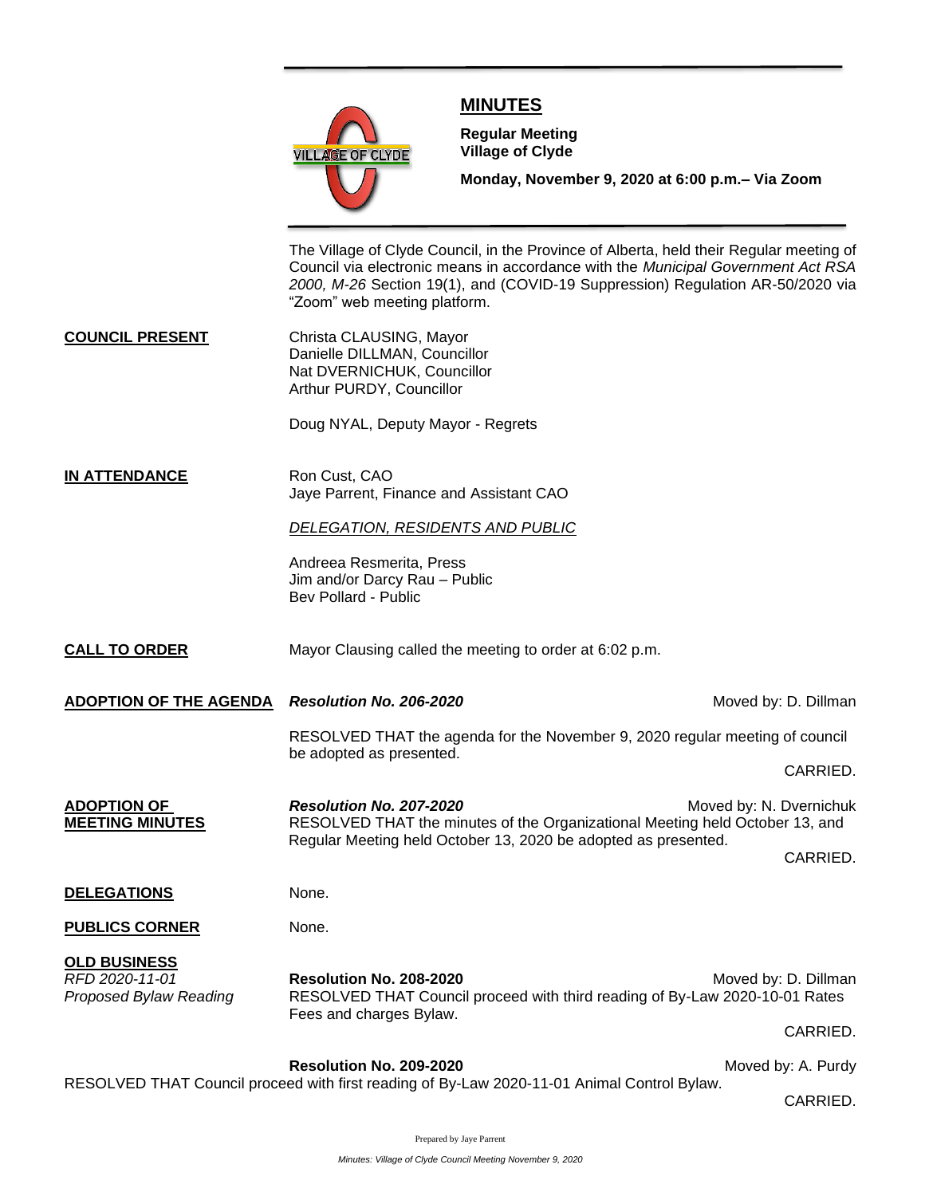# MINUTES

**Regular Meeting**
**Village of Clyde**

**Monday, November 9, 2020 at 6:00 p.m.– Via Zoom**

The Village of Clyde Council, in the Province of Alberta, held their Regular meeting of Council via electronic means in accordance with the *Municipal Government Act RSA 2000, M-26* Section 19(1), and (COVID-19 Suppression) Regulation AR-50/2020 via "Zoom" web meeting platform.

**COUNCIL PRESENT**

Christa CLAUSING, Mayor
Danielle DILLMAN, Councillor
Nat DVERNICHUK, Councillor
Arthur PURDY, Councillor

Doug NYAL, Deputy Mayor - Regrets

**IN ATTENDANCE**

Ron Cust, CAO
Jaye Parrent, Finance and Assistant CAO

*DELEGATION, RESIDENTS AND PUBLIC*

Andreea Resmerita, Press
Jim and/or Darcy Rau – Public
Bev Pollard - Public

**CALL TO ORDER**

Mayor Clausing called the meeting to order at 6:02 p.m.

**ADOPTION OF THE AGENDA**

***Resolution No. 206-2020*** — Moved by: D. Dillman

RESOLVED THAT the agenda for the November 9, 2020 regular meeting of council be adopted as presented.

CARRIED.

**ADOPTION OF MEETING MINUTES**

***Resolution No. 207-2020*** — Moved by: N. Dvernichuk

RESOLVED THAT the minutes of the Organizational Meeting held October 13, and Regular Meeting held October 13, 2020 be adopted as presented.

CARRIED.

**DELEGATIONS**

None.

**PUBLICS CORNER**

None.

**OLD BUSINESS**

*RFD 2020-11-01*
*Proposed Bylaw Reading*

**Resolution No. 208-2020** — Moved by: D. Dillman

RESOLVED THAT Council proceed with third reading of By-Law 2020-10-01 Rates Fees and charges Bylaw.

CARRIED.

**Resolution No. 209-2020** — Moved by: A. Purdy

RESOLVED THAT Council proceed with first reading of By-Law 2020-11-01 Animal Control Bylaw.

CARRIED.

Prepared by Jaye Parrent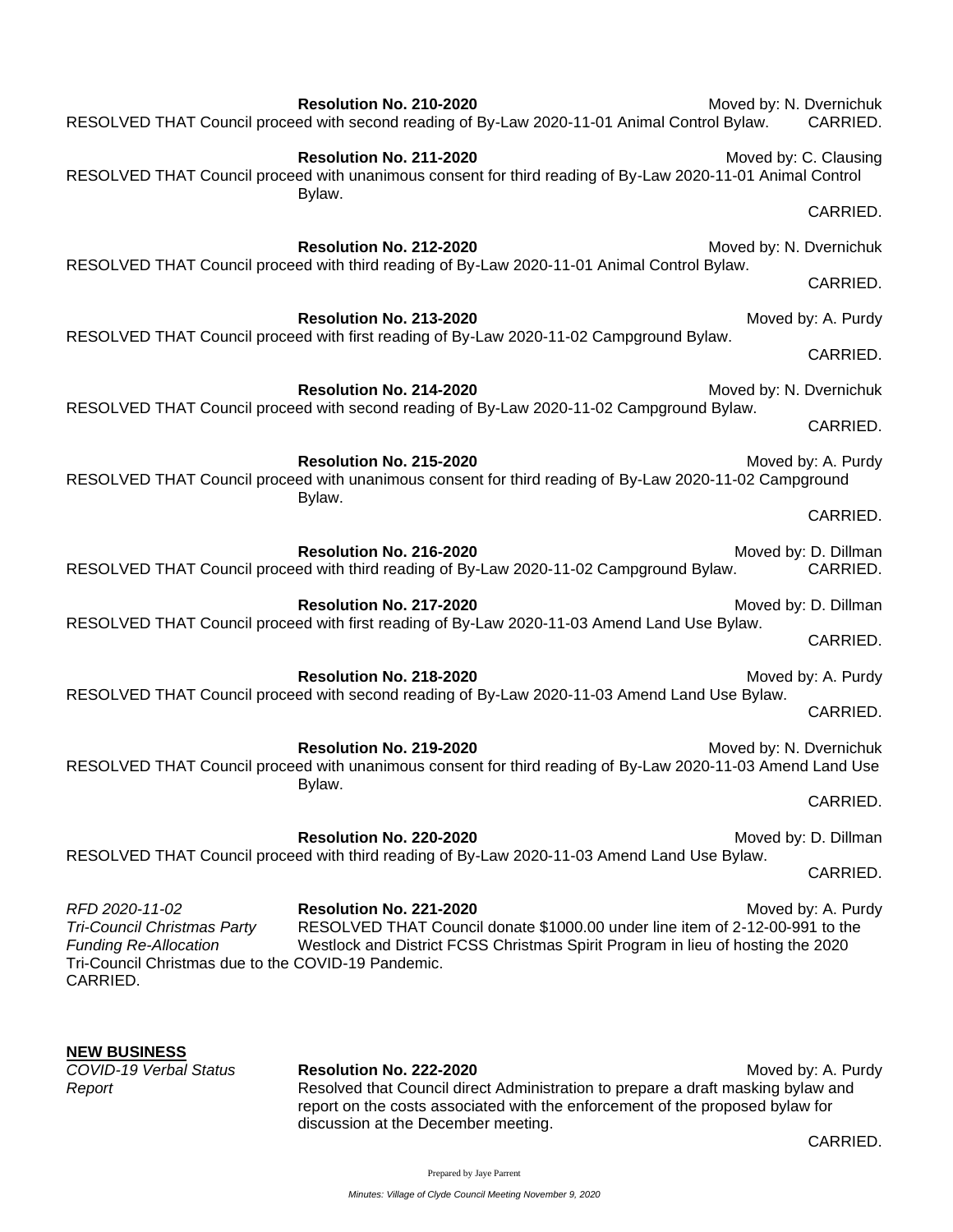**Resolution No. 210-2020** Moved by: N. Dvernichuk
RESOLVED THAT Council proceed with second reading of By-Law 2020-11-01 Animal Control Bylaw. CARRIED.

**Resolution No. 211-2020** Moved by: C. Clausing
RESOLVED THAT Council proceed with unanimous consent for third reading of By-Law 2020-11-01 Animal Control Bylaw.
CARRIED.

**Resolution No. 212-2020** Moved by: N. Dvernichuk
RESOLVED THAT Council proceed with third reading of By-Law 2020-11-01 Animal Control Bylaw.
CARRIED.

**Resolution No. 213-2020** Moved by: A. Purdy
RESOLVED THAT Council proceed with first reading of By-Law 2020-11-02 Campground Bylaw.
CARRIED.

**Resolution No. 214-2020** Moved by: N. Dvernichuk
RESOLVED THAT Council proceed with second reading of By-Law 2020-11-02 Campground Bylaw.
CARRIED.

**Resolution No. 215-2020** Moved by: A. Purdy
RESOLVED THAT Council proceed with unanimous consent for third reading of By-Law 2020-11-02 Campground Bylaw.
CARRIED.

**Resolution No. 216-2020** Moved by: D. Dillman
RESOLVED THAT Council proceed with third reading of By-Law 2020-11-02 Campground Bylaw. CARRIED.

**Resolution No. 217-2020** Moved by: D. Dillman
RESOLVED THAT Council proceed with first reading of By-Law 2020-11-03 Amend Land Use Bylaw.
CARRIED.

**Resolution No. 218-2020** Moved by: A. Purdy
RESOLVED THAT Council proceed with second reading of By-Law 2020-11-03 Amend Land Use Bylaw.
CARRIED.

**Resolution No. 219-2020** Moved by: N. Dvernichuk
RESOLVED THAT Council proceed with unanimous consent for third reading of By-Law 2020-11-03 Amend Land Use Bylaw.
CARRIED.

**Resolution No. 220-2020** Moved by: D. Dillman
RESOLVED THAT Council proceed with third reading of By-Law 2020-11-03 Amend Land Use Bylaw.
CARRIED.

*RFD 2020-11-02*
*Tri-Council Christmas Party*
*Funding Re-Allocation*

**Resolution No. 221-2020** Moved by: A. Purdy
RESOLVED THAT Council donate $1000.00 under line item of 2-12-00-991 to the Westlock and District FCSS Christmas Spirit Program in lieu of hosting the 2020 Tri-Council Christmas due to the COVID-19 Pandemic.
CARRIED.

## NEW BUSINESS

*COVID-19 Verbal Status Report*

**Resolution No. 222-2020** Moved by: A. Purdy
Resolved that Council direct Administration to prepare a draft masking bylaw and report on the costs associated with the enforcement of the proposed bylaw for discussion at the December meeting.
CARRIED.

Prepared by Jaye Parrent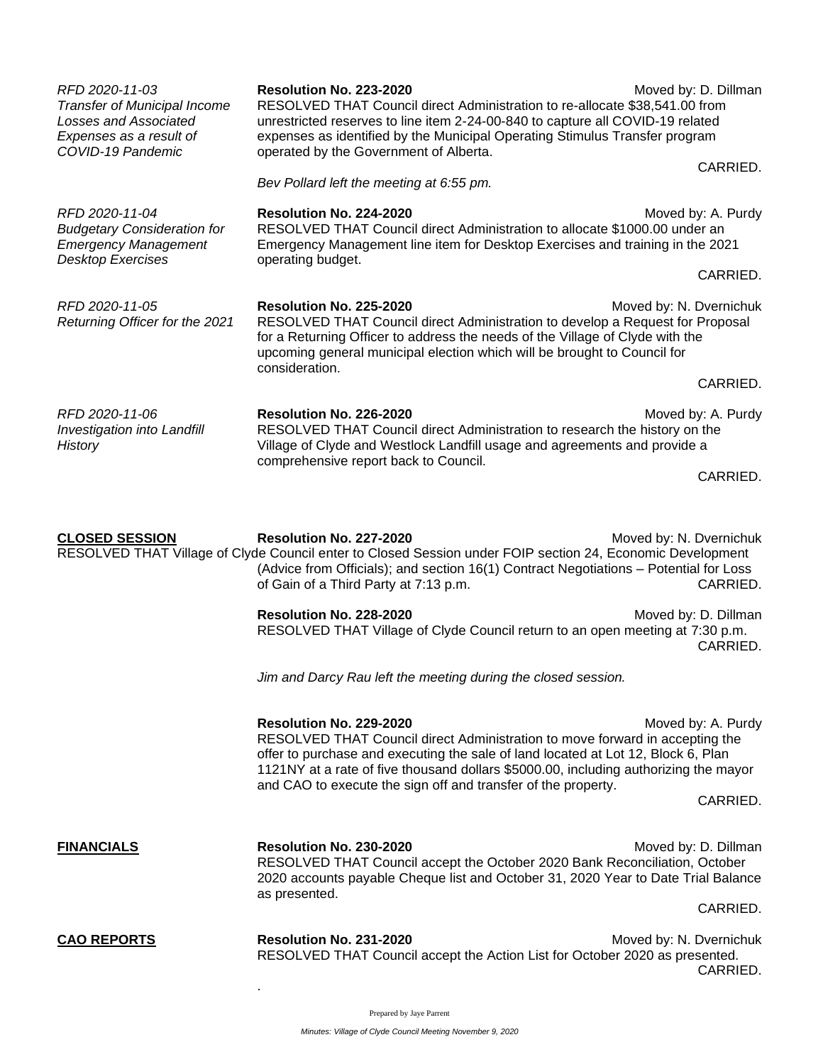*RFD 2020-11-03*
*Transfer of Municipal Income Losses and Associated Expenses as a result of COVID-19 Pandemic*

**Resolution No. 223-2020** Moved by: D. Dillman

RESOLVED THAT Council direct Administration to re-allocate $38,541.00 from unrestricted reserves to line item 2-24-00-840 to capture all COVID-19 related expenses as identified by the Municipal Operating Stimulus Transfer program operated by the Government of Alberta.

CARRIED.

*Bev Pollard left the meeting at 6:55 pm.*

*RFD 2020-11-04*
*Budgetary Consideration for Emergency Management Desktop Exercises*

**Resolution No. 224-2020** Moved by: A. Purdy

RESOLVED THAT Council direct Administration to allocate $1000.00 under an Emergency Management line item for Desktop Exercises and training in the 2021 operating budget.

CARRIED.

*RFD 2020-11-05*
*Returning Officer for the 2021*

**Resolution No. 225-2020** Moved by: N. Dvernichuk

RESOLVED THAT Council direct Administration to develop a Request for Proposal for a Returning Officer to address the needs of the Village of Clyde with the upcoming general municipal election which will be brought to Council for consideration.

CARRIED.

*RFD 2020-11-06*
*Investigation into Landfill History*

**Resolution No. 226-2020** Moved by: A. Purdy

RESOLVED THAT Council direct Administration to research the history on the Village of Clyde and Westlock Landfill usage and agreements and provide a comprehensive report back to Council.

CARRIED.

**CLOSED SESSION**

**Resolution No. 227-2020** Moved by: N. Dvernichuk

RESOLVED THAT Village of Clyde Council enter to Closed Session under FOIP section 24, Economic Development (Advice from Officials); and section 16(1) Contract Negotiations – Potential for Loss of Gain of a Third Party at 7:13 p.m.

CARRIED.

**Resolution No. 228-2020** Moved by: D. Dillman

RESOLVED THAT Village of Clyde Council return to an open meeting at 7:30 p.m.

CARRIED.

*Jim and Darcy Rau left the meeting during the closed session.*

**Resolution No. 229-2020** Moved by: A. Purdy

RESOLVED THAT Council direct Administration to move forward in accepting the offer to purchase and executing the sale of land located at Lot 12, Block 6, Plan 1121NY at a rate of five thousand dollars $5000.00, including authorizing the mayor and CAO to execute the sign off and transfer of the property.

CARRIED.

**FINANCIALS**

**Resolution No. 230-2020** Moved by: D. Dillman

RESOLVED THAT Council accept the October 2020 Bank Reconciliation, October 2020 accounts payable Cheque list and October 31, 2020 Year to Date Trial Balance as presented.

CARRIED.

**CAO REPORTS**

**Resolution No. 231-2020** Moved by: N. Dvernichuk

RESOLVED THAT Council accept the Action List for October 2020 as presented.

CARRIED.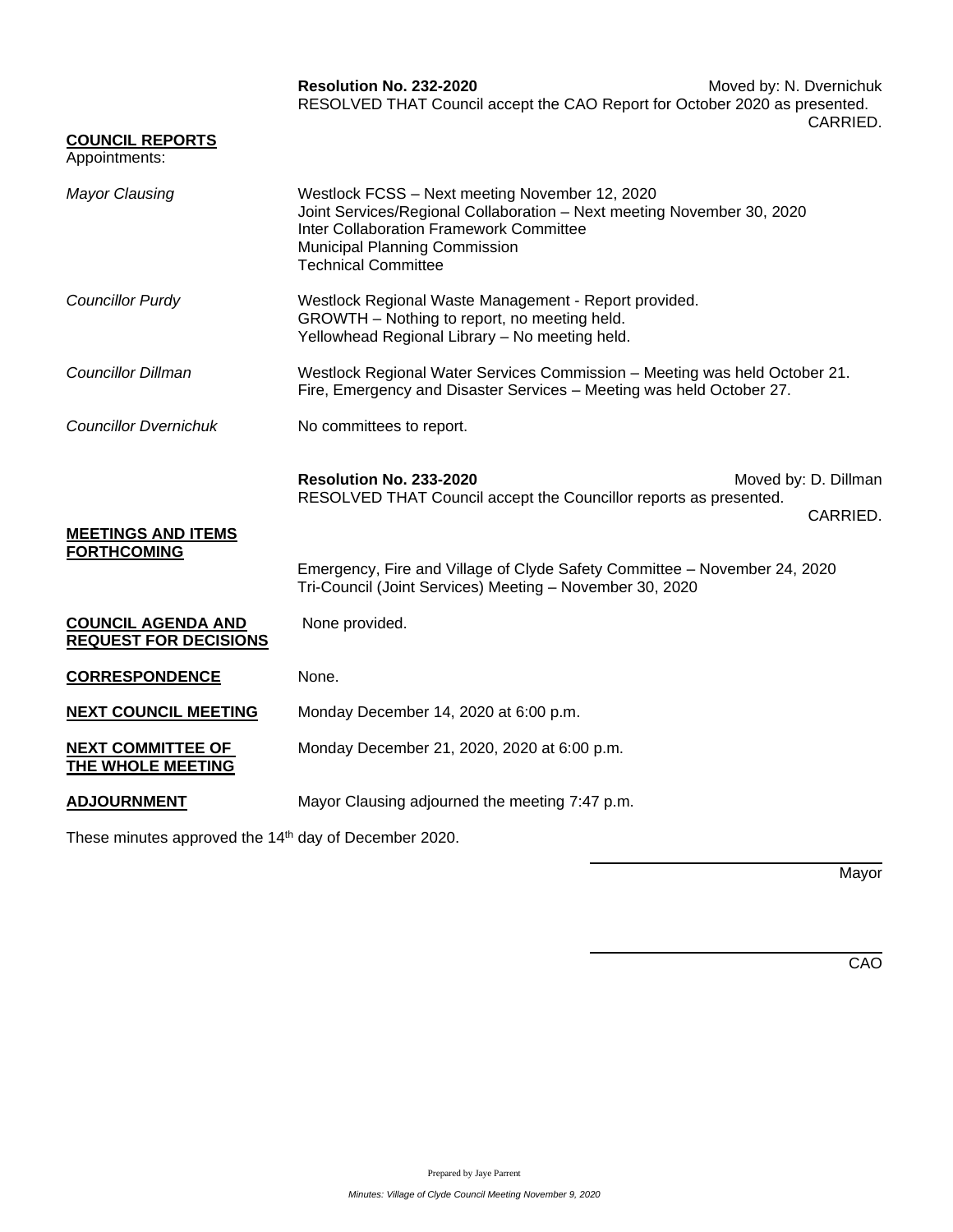**Resolution No. 232-2020** Moved by: N. Dvernichuk

RESOLVED THAT Council accept the CAO Report for October 2020 as presented.

CARRIED.

**COUNCIL REPORTS**

Appointments:

*Mayor Clausing*

Westlock FCSS – Next meeting November 12, 2020
Joint Services/Regional Collaboration – Next meeting November 30, 2020
Inter Collaboration Framework Committee
Municipal Planning Commission
Technical Committee

*Councillor Purdy*

Westlock Regional Waste Management - Report provided.
GROWTH – Nothing to report, no meeting held.
Yellowhead Regional Library – No meeting held.

*Councillor Dillman*

Westlock Regional Water Services Commission – Meeting was held October 21.
Fire, Emergency and Disaster Services – Meeting was held October 27.

*Councillor Dvernichuk*

No committees to report.

**Resolution No. 233-2020** Moved by: D. Dillman

RESOLVED THAT Council accept the Councillor reports as presented.

CARRIED.

**MEETINGS AND ITEMS FORTHCOMING**

Emergency, Fire and Village of Clyde Safety Committee – November 24, 2020
Tri-Council (Joint Services) Meeting – November 30, 2020

**COUNCIL AGENDA AND REQUEST FOR DECISIONS** None provided.

**CORRESPONDENCE** None.

**NEXT COUNCIL MEETING** Monday December 14, 2020 at 6:00 p.m.

**NEXT COMMITTEE OF THE WHOLE MEETING** Monday December 21, 2020, 2020 at 6:00 p.m.

**ADJOURNMENT** Mayor Clausing adjourned the meeting 7:47 p.m.

These minutes approved the 14th day of December 2020.

\_\_\_\_\_\_\_\_\_\_\_\_\_\_\_\_\_\_\_\_\_\_\_\_\_\_\_\_\_\_
Mayor

\_\_\_\_\_\_\_\_\_\_\_\_\_\_\_\_\_\_\_\_\_\_\_\_\_\_\_\_\_\_
CAO

Prepared by Jaye Parrent